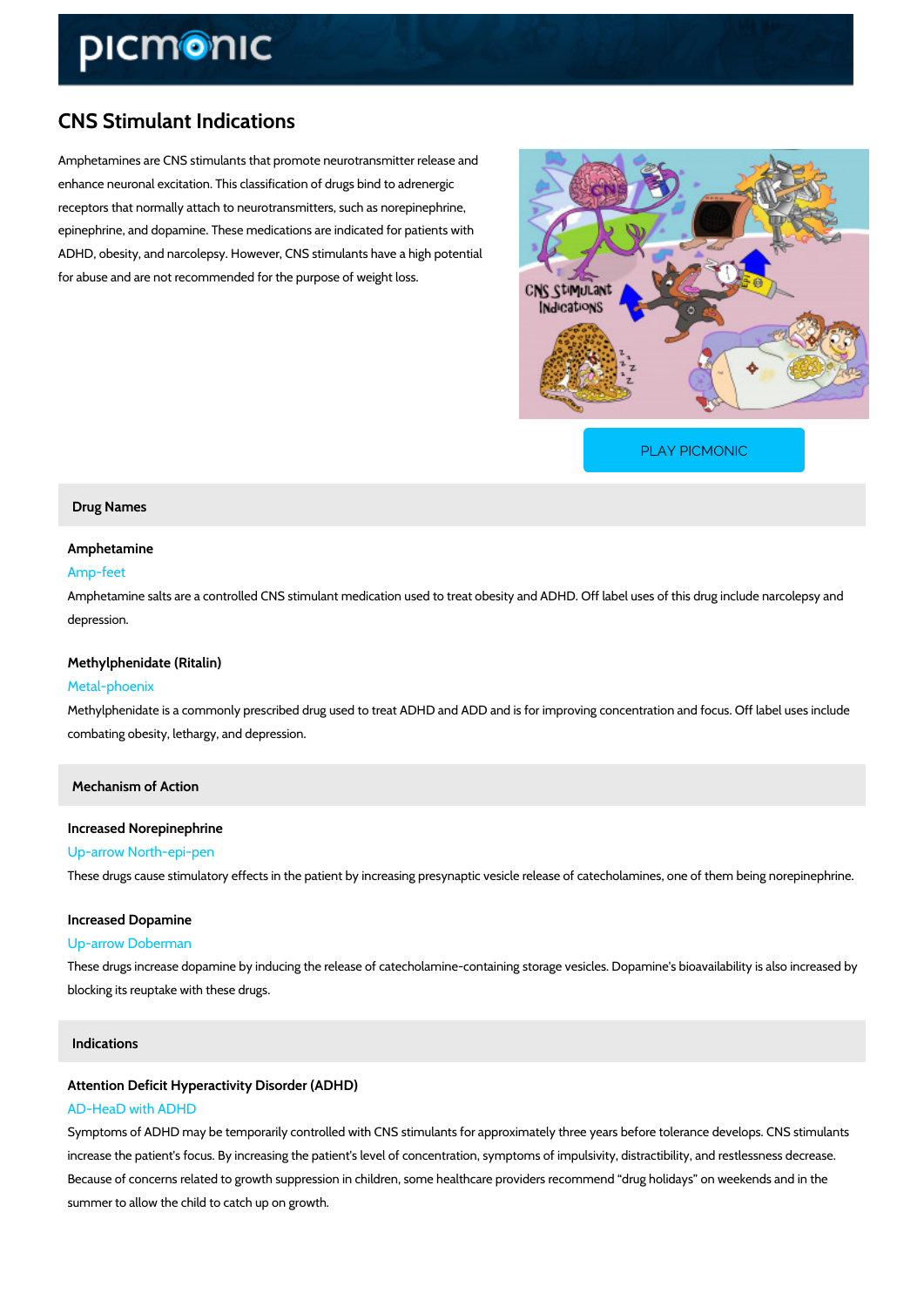# CNS Stimulant Indications

Amphetamines are CNS stimulants that promote neurotransmitter release and enhance neuronal excitation. This classification of drugs bind to adrenergic receptors that normally attach to neurotransmitters, such as norepinephrine, epinephrine, and dopamine. These medications are indicated for patients with ADHD, obesity, and narcolepsy. However, CNS stimulants have a high potential for abuse and are not recommended for the purpose of weight loss.

PLAY PICMONIC

## Drug Names

### Amphetamine

Amp-feet

Amphetamine salts are a controlled CNS stimulant medication used to treat obesity and ADHD. Off label uses of this drug include narcolepsy and depression.

### Methylphenidate (Ritalin)

Metal-phoenix

Methylphenidate is a commonly prescribed drug used to treat ADHD and ADD and is for improving concentration and focus. Off label uses include combating obesity, lethargy, and depression.

## Mechanism of Action

### Increased Norepinephrine

Up-arrow North-epi-pen

These drugs cause stimulatory effects in the patient by increasing presynaptic vesicle release of catecholamines, one of them being norepinephrine.

### Increased Dopamine

Up-arrow Doberman

These drugs increase dopamine by inducing the release of catecholamine-containing storage vesicles. Dopamine's bioavailability is also increased by blocking its reuptake with these drugs.

## Indications

### Attention Deficit Hyperactivity Disorder (ADHD)

AD-HeaD with ADHD

Symptoms of ADHD may be temporarily controlled with CNS stimulants for approximately three years before tolerance develops. CNS stimulants increase the patient's focus. By increasing the patient's level of concentration, symptoms of impulsivity, distractibility, and restlessness decrease. Because of concerns related to growth suppression in children, some healthcare providers recommend "drug holidays" on weekends and in the summer to allow the child to catch up on growth.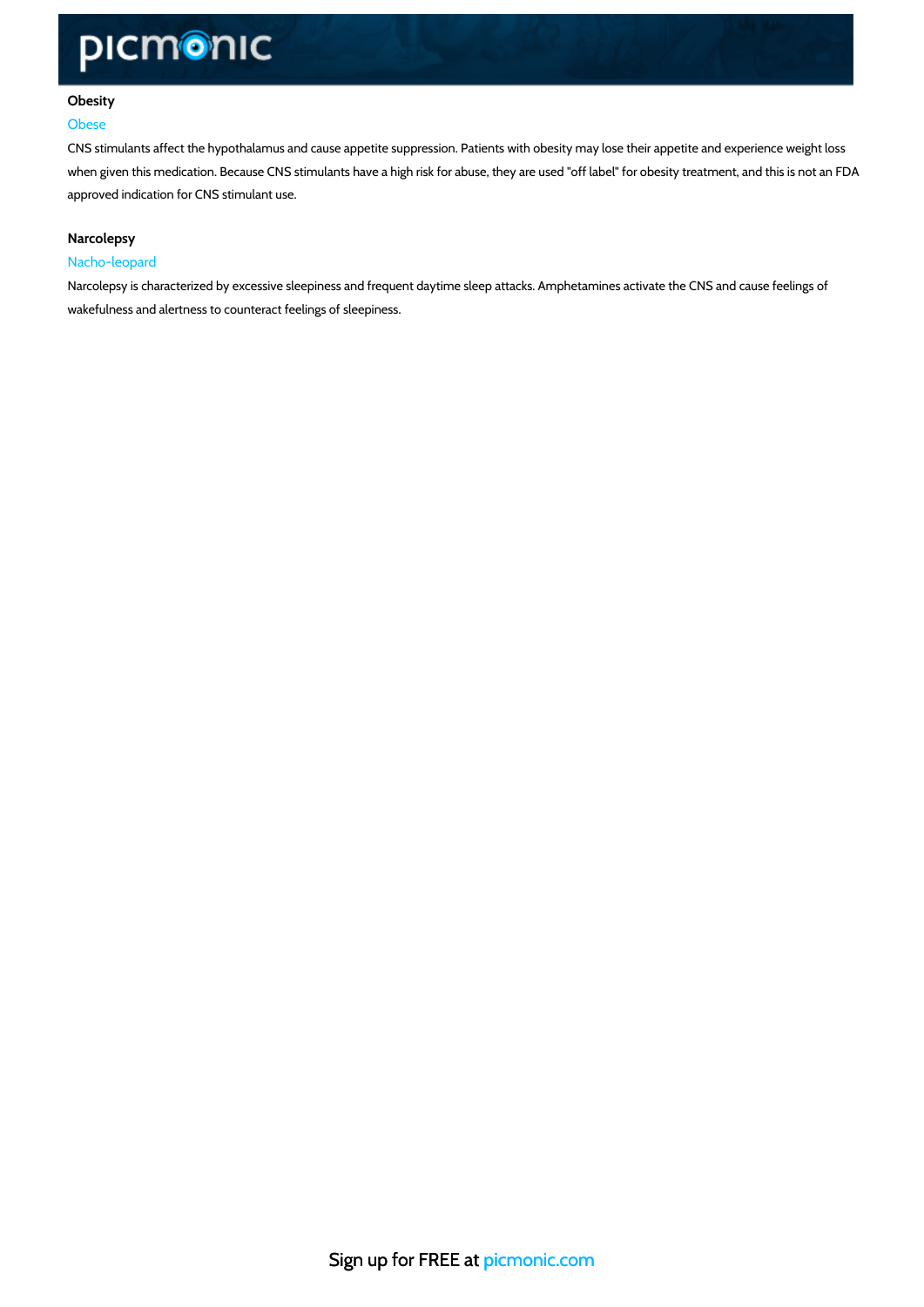**Obesity**

Obese

CNS stimulants affect the hypothalamus and cause appetite suppression. Patients with obesity may lose their appetite and experience weight loss when given this medication. Because CNS stimulants have a high risk for abuse, they are used "off label" for obesity treatment, and this is not an FDA approved indication for CNS stimulant use.

**Narcolepsy**

Nacho-leopard

Narcolepsy is characterized by excessive sleepiness and frequent daytime sleep attacks. Amphetamines activate the CNS and cause feelings of wakefulness and alertness to counteract feelings of sleepiness.